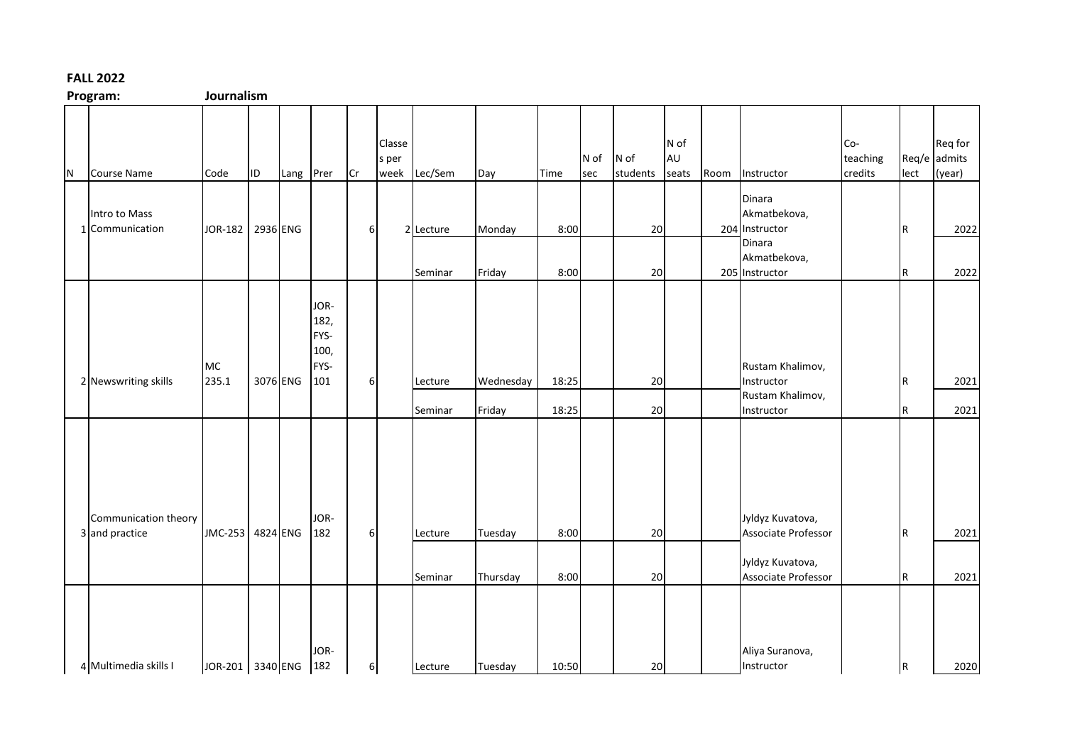**FALL 2022**

**Program:** **Journalism**

| N | Course Name | Code | ID | Lang | Prer | Cr | Classes per week | Lec/Sem | Day | Time | N of sec | N of students | N of AU seats | Room | Instructor | Co-teaching credits | Req/elect | Req for admits (year) |
|---|---|---|---|---|---|---|---|---|---|---|---|---|---|---|---|---|---|---|
| 1 | Intro to Mass Communication | JOR-182 | 2936 | ENG | | 6 | 2 | Lecture | Monday | 8:00 | | 20 | | 204 | Dinara Akmatbekova, Instructor | | R | 2022 |
| | | | | | | | | Seminar | Friday | 8:00 | | 20 | | 205 | Dinara Akmatbekova, Instructor | | R | 2022 |
| 2 | Newswriting skills | MC 235.1 | 3076 | ENG | JOR-182, FYS-100, FYS-101 | 6 | | Lecture | Wednesday | 18:25 | | 20 | | | Rustam Khalimov, Instructor | | R | 2021 |
| | | | | | | | | Seminar | Friday | 18:25 | | 20 | | | Rustam Khalimov, Instructor | | R | 2021 |
| 3 | Communication theory and practice | JMC-253 | 4824 | ENG | JOR-182 | 6 | | Lecture | Tuesday | 8:00 | | 20 | | | Jyldyz Kuvatova, Associate Professor | | R | 2021 |
| | | | | | | | | Seminar | Thursday | 8:00 | | 20 | | | Jyldyz Kuvatova, Associate Professor | | R | 2021 |
| 4 | Multimedia skills I | JOR-201 | 3340 | ENG | JOR-182 | 6 | | Lecture | Tuesday | 10:50 | | 20 | | | Aliya Suranova, Instructor | | R | 2020 |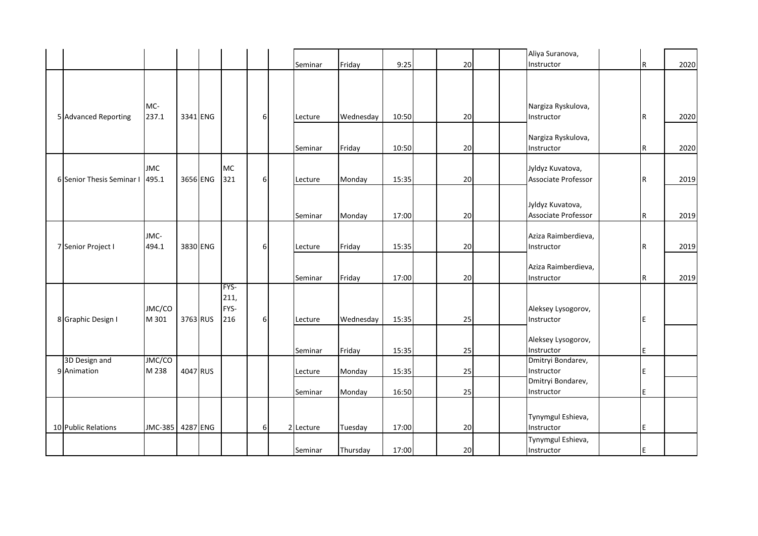| | | | | | | | | | | | | | | | | | |
|---|---|---|---|---|---|---|---|---|---|---|---|---|---|---|---|---|---|
| | | | | | | | | Seminar | Friday | 9:25 | | 20 | | | Aliya Suranova, Instructor | | R | 2020 |
| 5 | Advanced Reporting | MC-237.1 | 3341 | ENG | | 6 | | Lecture | Wednesday | 10:50 | | 20 | | | Nargiza Ryskulova, Instructor | | R | 2020 |
| | | | | | | | | Seminar | Friday | 10:50 | | 20 | | | Nargiza Ryskulova, Instructor | | R | 2020 |
| 6 | Senior Thesis Seminar I | JMC 495.1 | 3656 | ENG | MC 321 | 6 | | Lecture | Monday | 15:35 | | 20 | | | Jyldyz Kuvatova, Associate Professor | | R | 2019 |
| | | | | | | | | Seminar | Monday | 17:00 | | 20 | | | Jyldyz Kuvatova, Associate Professor | | R | 2019 |
| 7 | Senior Project I | JMC-494.1 | 3830 | ENG | | 6 | | Lecture | Friday | 15:35 | | 20 | | | Aziza Raimberdieva, Instructor | | R | 2019 |
| | | | | | | | | Seminar | Friday | 17:00 | | 20 | | | Aziza Raimberdieva, Instructor | | R | 2019 |
| 8 | Graphic Design I | JMC/COM 301 | 3763 | RUS | FYS-211, FYS-216 | 6 | | Lecture | Wednesday | 15:35 | | 25 | | | Aleksey Lysogorov, Instructor | | E | |
| | | | | | | | | Seminar | Friday | 15:35 | | 25 | | | Aleksey Lysogorov, Instructor | | E | |
| 9 | 3D Design and Animation | JMC/COM 238 | 4047 | RUS | | | | Lecture | Monday | 15:35 | | 25 | | | Dmitryi Bondarev, Instructor | | E | |
| | | | | | | | | Seminar | Monday | 16:50 | | 25 | | | Dmitryi Bondarev, Instructor | | E | |
| 10 | Public Relations | JMC-385 | 4287 | ENG | | 6 | 2 | Lecture | Tuesday | 17:00 | | 20 | | | Tynymgul Eshieva, Instructor | | E | |
| | | | | | | | | Seminar | Thursday | 17:00 | | 20 | | | Tynymgul Eshieva, Instructor | | E | |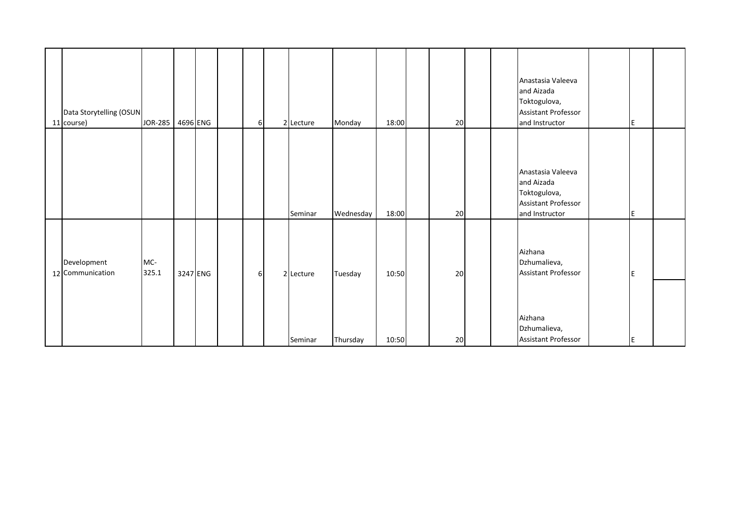| | | | | | | | | | | | | | | | | | | |
|---|---|---|---|---|---|---|---|---|---|---|---|---|---|---|---|---|---|---|
| 11 | Data Storytelling (OSUN course) | JOR-285 | 4696 | ENG | | 6 | 2 | Lecture | Monday | 18:00 | | 20 | | | Anastasia Valeeva and Aizada Toktogulova, Assistant Professor and Instructor | | E | |
| | | | | | | | | Seminar | Wednesday | 18:00 | | 20 | | | Anastasia Valeeva and Aizada Toktogulova, Assistant Professor and Instructor | | E | |
| 12 | Development Communication | MC-325.1 | 3247 | ENG | | 6 | 2 | Lecture | Tuesday | 10:50 | | 20 | | | Aizhana Dzhumalieva, Assistant Professor | | E | |
| | | | | | | | | Seminar | Thursday | 10:50 | | 20 | | | Aizhana Dzhumalieva, Assistant Professor | | E | |